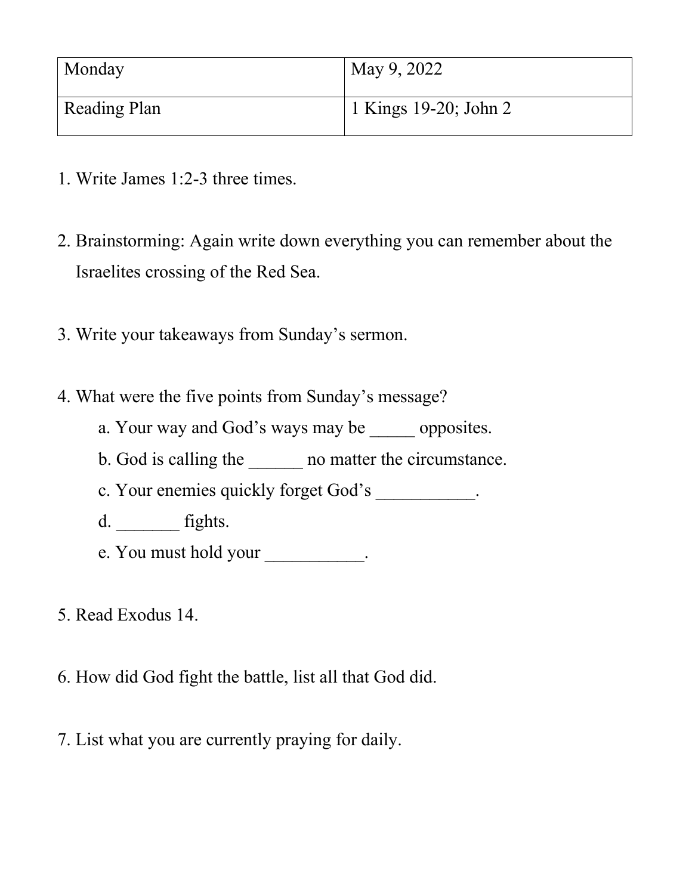| Monday | May 9, 2022 |
| --- | --- |
| Reading Plan | 1 Kings 19-20; John 2 |

1. Write James 1:2-3 three times.

2. Brainstorming: Again write down everything you can remember about the Israelites crossing of the Red Sea.

3. Write your takeaways from Sunday's sermon.

4. What were the five points from Sunday's message?
   a. Your way and God's ways may be _____ opposites.
   b. God is calling the ______ no matter the circumstance.
   c. Your enemies quickly forget God's ___________.
   d. _______ fights.
   e. You must hold your ___________.

5. Read Exodus 14.

6. How did God fight the battle, list all that God did.

7. List what you are currently praying for daily.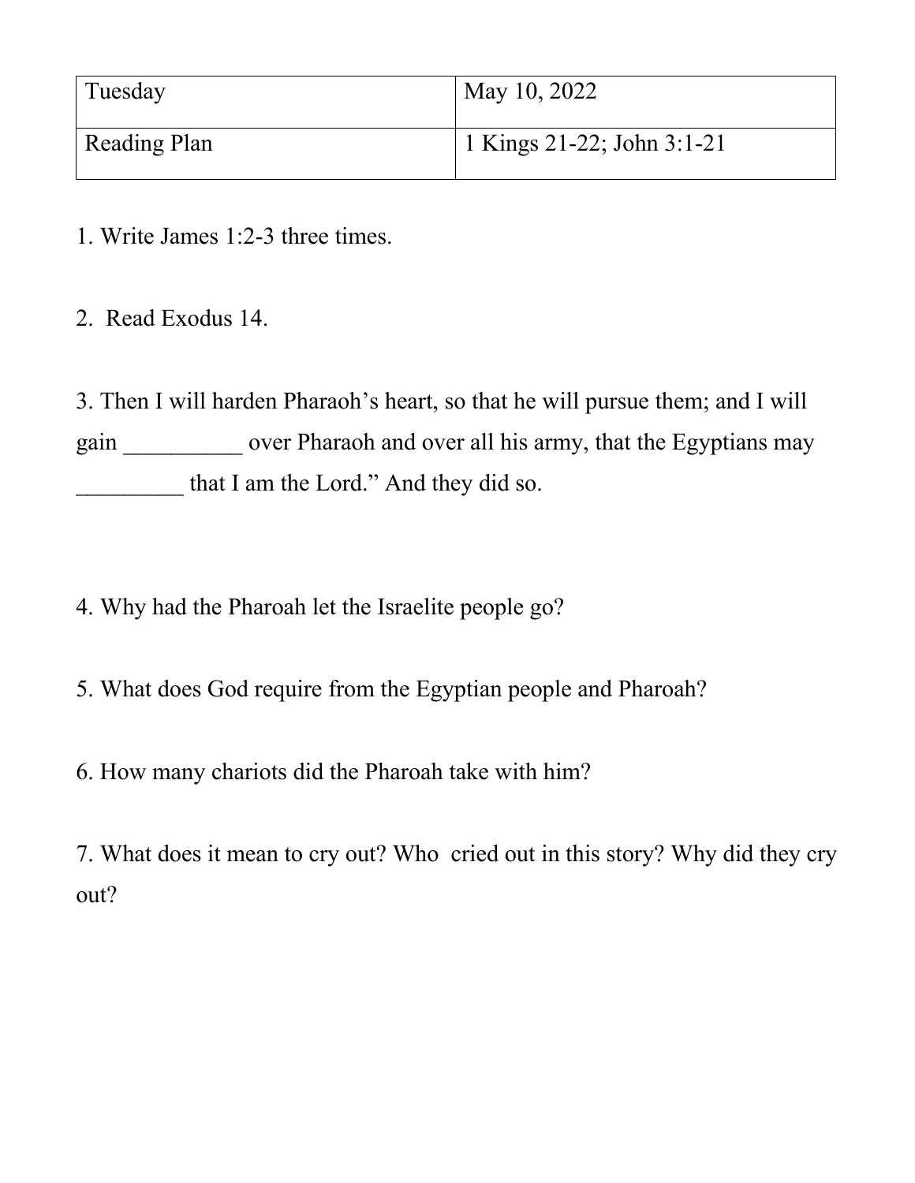| Tuesday | May 10, 2022 |
| --- | --- |
| Reading Plan | 1 Kings 21-22; John 3:1-21 |

1. Write James 1:2-3 three times.

2. Read Exodus 14.

3. Then I will harden Pharaoh’s heart, so that he will pursue them; and I will gain __________ over Pharaoh and over all his army, that the Egyptians may _________ that I am the Lord.” And they did so.

4. Why had the Pharoah let the Israelite people go?

5. What does God require from the Egyptian people and Pharoah?

6. How many chariots did the Pharoah take with him?

7. What does it mean to cry out? Who cried out in this story? Why did they cry out?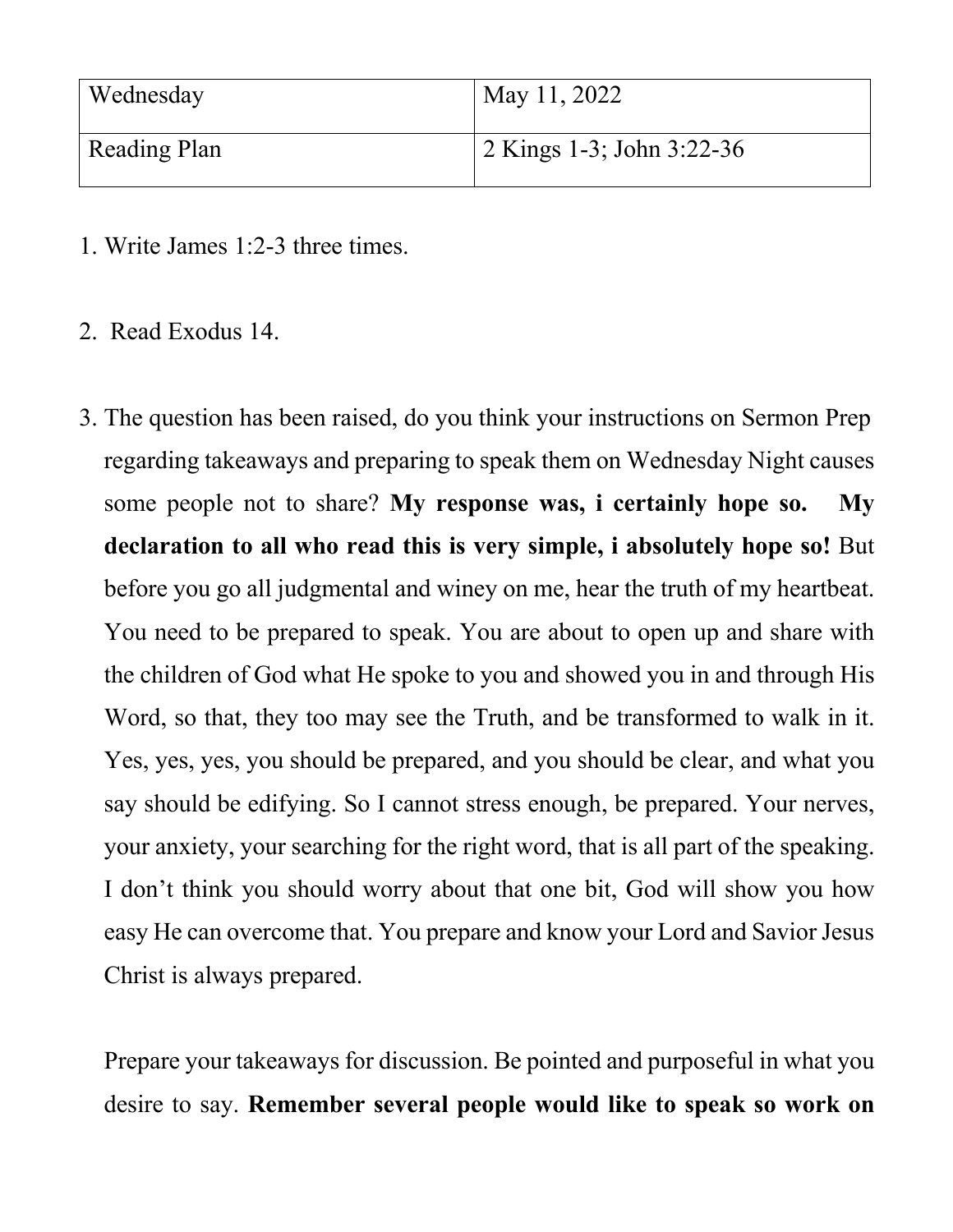| Wednesday | May 11, 2022 |
|---|---|
| Reading Plan | 2 Kings 1-3; John 3:22-36 |

1. Write James 1:2-3 three times.

2. Read Exodus 14.

3. The question has been raised, do you think your instructions on Sermon Prep regarding takeaways and preparing to speak them on Wednesday Night causes some people not to share? **My response was, i certainly hope so. My declaration to all who read this is very simple, i absolutely hope so!** But before you go all judgmental and winey on me, hear the truth of my heartbeat. You need to be prepared to speak. You are about to open up and share with the children of God what He spoke to you and showed you in and through His Word, so that, they too may see the Truth, and be transformed to walk in it. Yes, yes, yes, you should be prepared, and you should be clear, and what you say should be edifying. So I cannot stress enough, be prepared. Your nerves, your anxiety, your searching for the right word, that is all part of the speaking. I don't think you should worry about that one bit, God will show you how easy He can overcome that. You prepare and know your Lord and Savior Jesus Christ is always prepared.

   Prepare your takeaways for discussion. Be pointed and purposeful in what you desire to say. **Remember several people would like to speak so work on**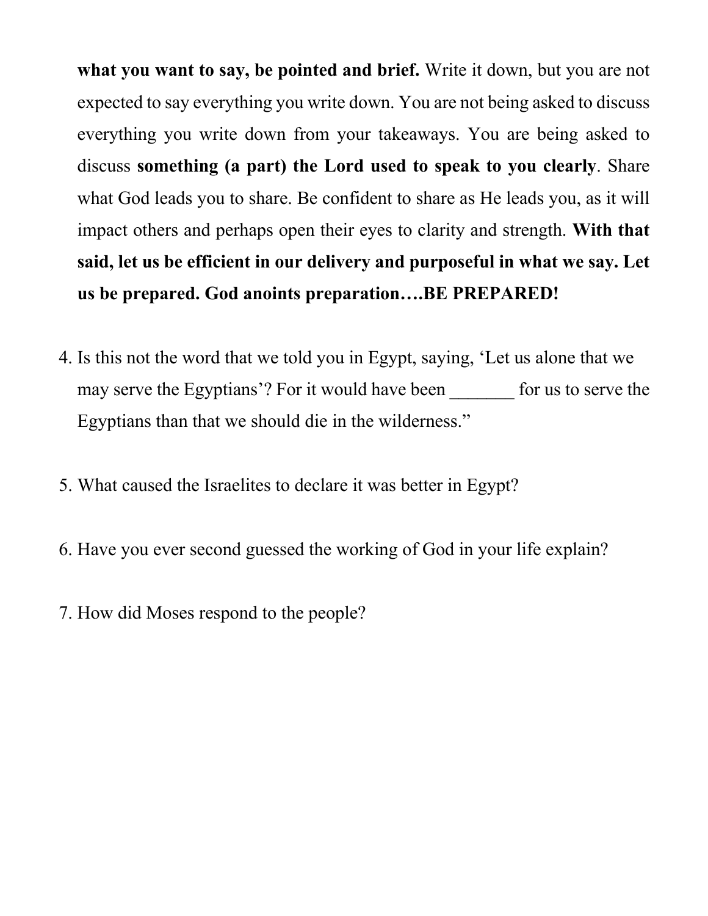**what you want to say, be pointed and brief.** Write it down, but you are not expected to say everything you write down. You are not being asked to discuss everything you write down from your takeaways. You are being asked to discuss **something (a part) the Lord used to speak to you clearly**. Share what God leads you to share. Be confident to share as He leads you, as it will impact others and perhaps open their eyes to clarity and strength. **With that said, let us be efficient in our delivery and purposeful in what we say. Let us be prepared. God anoints preparation….BE PREPARED!**

4. Is this not the word that we told you in Egypt, saying, 'Let us alone that we may serve the Egyptians'? For it would have been _______ for us to serve the Egyptians than that we should die in the wilderness."

5. What caused the Israelites to declare it was better in Egypt?

6. Have you ever second guessed the working of God in your life explain?

7. How did Moses respond to the people?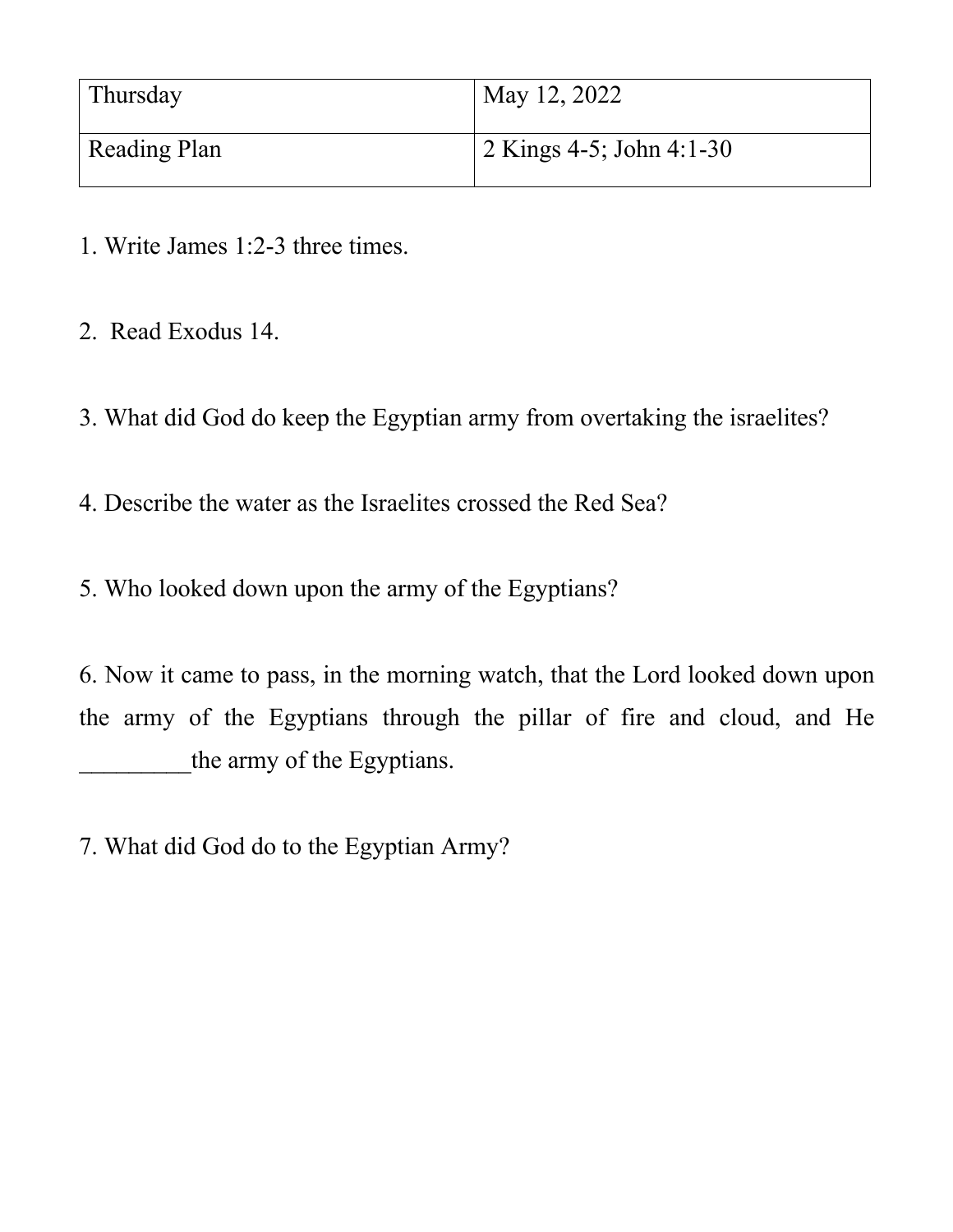| Thursday | May 12, 2022 |
|---|---|
| Reading Plan | 2 Kings 4-5; John 4:1-30 |

1. Write James 1:2-3 three times.

2. Read Exodus 14.

3. What did God do keep the Egyptian army from overtaking the israelites?

4. Describe the water as the Israelites crossed the Red Sea?

5. Who looked down upon the army of the Egyptians?

6. Now it came to pass, in the morning watch, that the Lord looked down upon the army of the Egyptians through the pillar of fire and cloud, and He _________the army of the Egyptians.

7. What did God do to the Egyptian Army?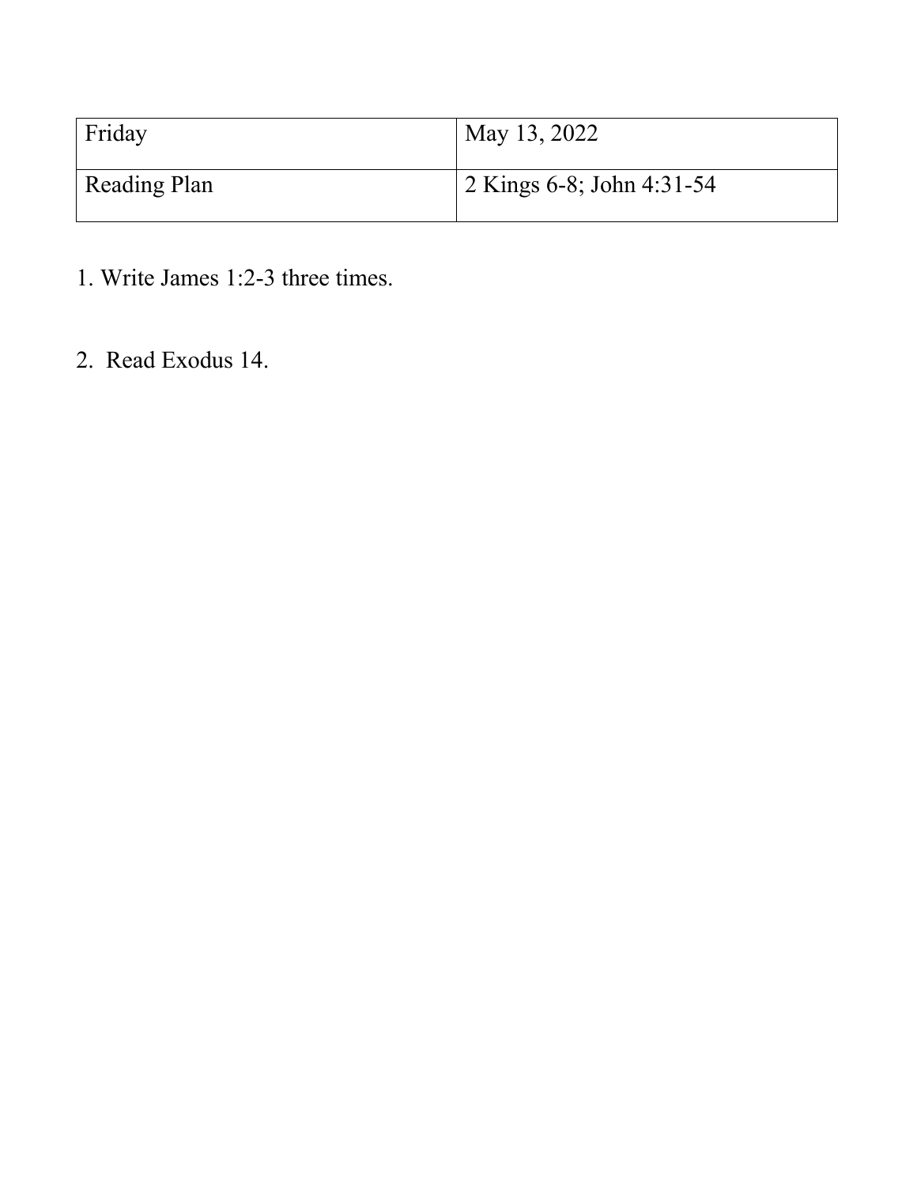| Friday | May 13, 2022 |
| --- | --- |
| Reading Plan | 2 Kings 6-8; John 4:31-54 |

1. Write James 1:2-3 three times.

2. Read Exodus 14.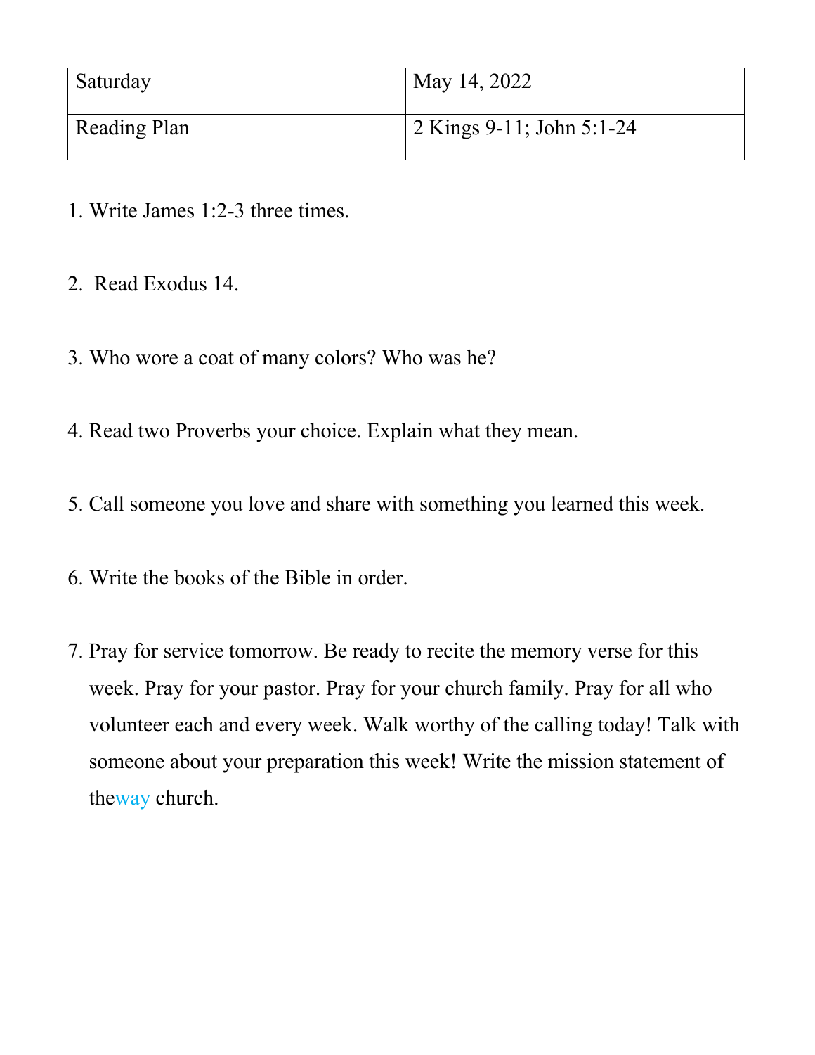| Saturday | May 14, 2022 |
| --- | --- |
| Reading Plan | 2 Kings 9-11; John 5:1-24 |

1. Write James 1:2-3 three times.

2. Read Exodus 14.

3. Who wore a coat of many colors? Who was he?

4. Read two Proverbs your choice. Explain what they mean.

5. Call someone you love and share with something you learned this week.

6. Write the books of the Bible in order.

7. Pray for service tomorrow. Be ready to recite the memory verse for this week. Pray for your pastor. Pray for your church family. Pray for all who volunteer each and every week. Walk worthy of the calling today! Talk with someone about your preparation this week! Write the mission statement of theway church.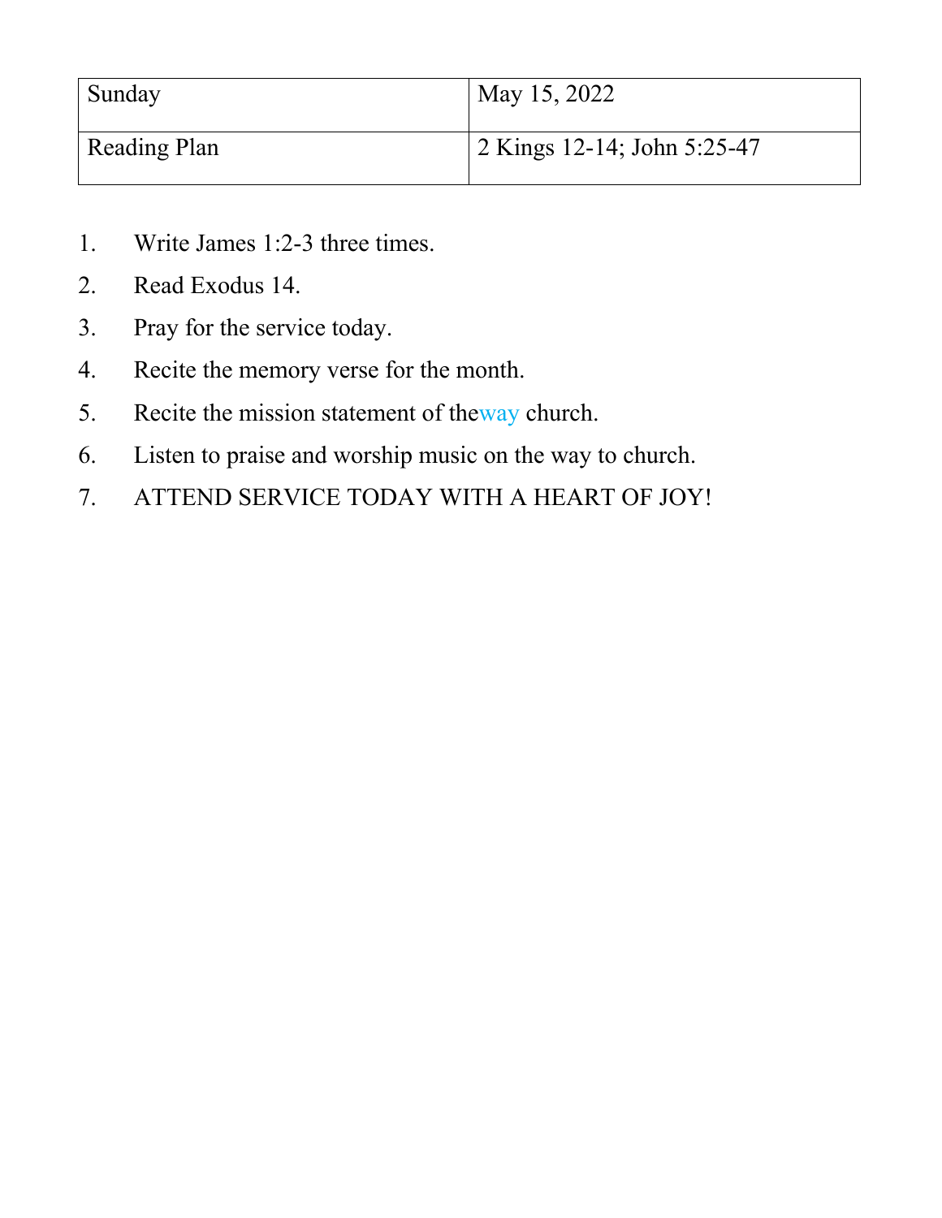| | |
|---|---|
| Sunday | May 15, 2022 |
| Reading Plan | 2 Kings 12-14; John 5:25-47 |

1. Write James 1:2-3 three times.
2. Read Exodus 14.
3. Pray for the service today.
4. Recite the memory verse for the month.
5. Recite the mission statement of theway church.
6. Listen to praise and worship music on the way to church.
7. ATTEND SERVICE TODAY WITH A HEART OF JOY!